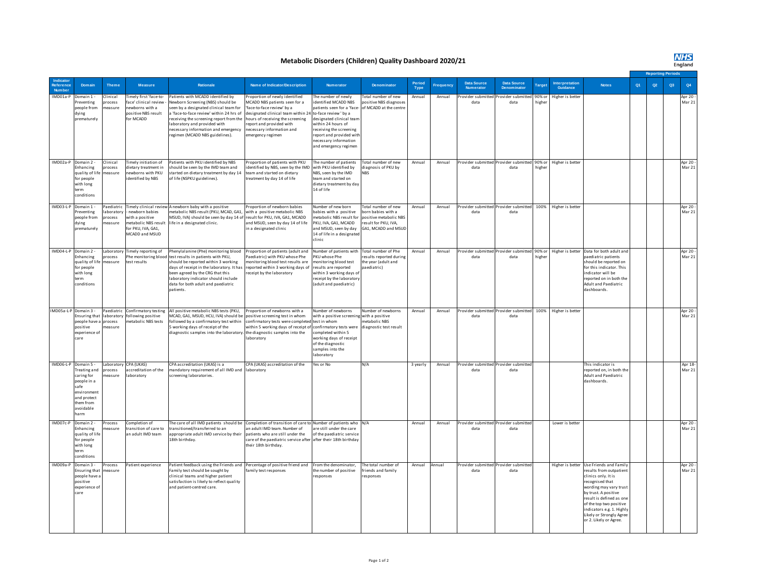# Metabolic Disorders (Children) Quality Dashboard 2020/21

| Indicator Reference Number | Domain | Theme | Measure | Rationale | Name of Indicator/Description | Numerator | Denominator | Period Type | Frequency | Data Source Numerator | Data Source Denominator | Target | Interpretation Guidance | Notes | Reporting Periods Q1 | Q2 | Q3 | Q4 |
|---|---|---|---|---|---|---|---|---|---|---|---|---|---|---|---|---|---|---|
| IMD01a-P | Domain 1 - Preventing people from dying prematurely | Clinical process measure | Timely first 'face-to-face' clinical review - newborns with a positive NBS result for MCADD | Patients with MCADD identified by Newborn Screening (NBS) should be seen by a designated clinical team for a 'face-to-face review' within 24 hrs of receiving the screening report from the laboratory and provided with necessary information and emergency regimen (MCADD NBS guidelines). | Proportion of newly identified MCADD NBS patients seen for a 'face-to-face review' by a designated clinical team within 24 hours of receiving the screening report and provided with necessary information and emergency regimen | The number of newly identified MCADD NBS patients seen for a 'face-to-face review' by a designated clinical team within 24 hours of receiving the screening report and provided with necessary information and emergency regimen | Total number of new positive NBS diagnoses of MCADD at the centre | Annual | Annual | Provider submitted data | Provider submitted data | 90% or higher | Higher is better | | | | | Apr 20 - Mar 21 |
| IMD02a-P | Domain 2 - Enhancing quality of life for people with long term conditions | Clinical process measure | Timely initiation of dietary treatment in newborns with PKU identified by NBS | Patients with PKU identified by NBS should be seen by the IMD team and started on dietary treatment by day 14 of life (NSPKU guidelines). | Proportion of patients with PKU identified by NBS, seen by the IMD team and started on dietary treatment by day 14 of life | The number of patients with PKU identified by NBS, seen by the IMD team and started on dietary treatment by day 14 of life | Total number of new diagnosis of PKU by NBS | Annual | Annual | Provider submitted data | Provider submitted data | 90% or higher | Higher is better | | | | | Apr 20 - Mar 21 |
| IMD03-L-P | Domain 1 - Preventing people from dying prematurely | Paediatric laboratory process measure | Timely clinical review - newborn babies with a positive metabolic NBS result for PKU, IVA, GA1, MCADD and MSUD | A newborn baby with a positive metabolic NBS result (PKU, MCAD, GA1, MSUD, IVA) should be seen by day 14 of life in a designated clinic. | Proportion of newborn babies with a positive metabolic NBS result for PKU, IVA, GA1, MCADD and MSUD, seen by day 14 of life in a designated clinic | Number of new born babies with a positive metabolic NBS result for PKU, IVA, GA1, MCADD and MSUD, seen by day 14 of life in a designated clinic | Total number of new born babies with a positive metabolic NBS result for PKU, IVA, GA1, MCADD and MSUD | Annual | Annual | Provider submitted data | Provider submitted data | 100% | Higher is better | | | | | Apr 20 - Mar 21 |
| IMD04-L-P | Domain 2 - Enhancing quality of life for people with long term conditions | Laboratory process measure | Timely reporting of Phe monitoring blood test results | Phenylalanine (Phe) monitoring blood test results in patients with PKU, should be reported within 3 working days of receipt in the laboratory. It has been agreed by the CRG that this laboratory indicator should include data for both adult and paediatric patients. | Proportion of patients (adult and Paediatric) with PKU whose Phe monitoring blood test results are reported within 3 working days of receipt by the laboratory | Number of patients with PKU whose Phe monitoring blood test results are reported within 3 working days of receipt by the laboratory (adult and paediatric) | Total number of Phe results reported during the year (adult and paediatric) | Annual | Annual | Provider submitted data | Provider submitted data | 90% or higher | Higher is better | Data for both adult and paediatric patients should be reported on for this indicator. This indicator will be reported on in both the Adult and Paediatric dashboards. | | | | Apr 20 - Mar 21 |
| IMD05a-L-P | Domain 3 - Ensuring that people have a positive experience of care | Paediatric laboratory process measure | Confirmatory testing following positive metabolic NBS tests | All positive metabolic NBS tests (PKU, MCAD, GA1, MSUD, HCU, IVA) should be followed by a confirmatory test within 5 working days of receipt of the diagnostic samples into the laboratory. | Proportion of newborns with a positive screening test in whom confirmatory tests were completed within 5 working days of receipt of the diagnostic samples into the laboratory | Number of newborns with a positive screening test in whom confirmatory tests were completed within 5 working days of receipt of the diagnostic samples into the laboratory | Number of newborns with a positive metabolic NBS diagnostic test result | Annual | Annual | Provider submitted data | Provider submitted data | 100% | Higher is better | | | | | Apr 20 - Mar 21 |
| IMD06-L-P | Domain 5 - Treating and caring for people in a safe environment and protect them from avoidable harm | Laboratory process measure | CPA (UKAS) accreditation of the laboratory | CPA accreditation (UKAS) is a mandatory requirement of all IMD and screening laboratories. | CPA (UKAS) accreditation of the laboratory | Yes or No | N/A | 3 yearly | Annual | Provider submitted data | Provider submitted data | | | This indicator is reported on, in both the Adult and Paediatric dashboards. | | | | Apr 18 - Mar 21 |
| IMD07c-P | Domain 2 - Enhancing quality of life for people with long term conditions | Process measure | Completion of transition of care to an adult IMD team | The care of all IMD patients should be transitioned/transferred to an appropriate adult IMD service by their 18th birthday. | Completion of transition of care to an adult IMD team. Number of patients who are still under the care of the paediatric service after their 18th birthday. | Number of patients who are still under the care of the paediatric service after their 18th birthday | N/A | Annual | Annual | Provider submitted data | Provider submitted data | | Lower is better | | | | | Apr 20 - Mar 21 |
| IMD09a-P | Domain 3 - Ensuring that people have a positive experience of care | Process measure | Patient experience | Patient feedback using the Friends and Family test should be sought by clinical teams and higher patient satisfaction is likely to reflect quality and patient-centred care. | Percentage of positive friend and family test responses | From the denominator, the number of positive responses | The total number of friends and family responses | Annual | Annual | Provider submitted data | Provider submitted data | | Higher is better | Use Friends and Family results from outpatient clinics only. It is recognised that wording may vary trust by trust. A positive result is defined as one of the top two positive indicators e.g. 1. Highly Likely or Strongly Agree or 2. Likely or Agree. | | | | Apr 20 - Mar 21 |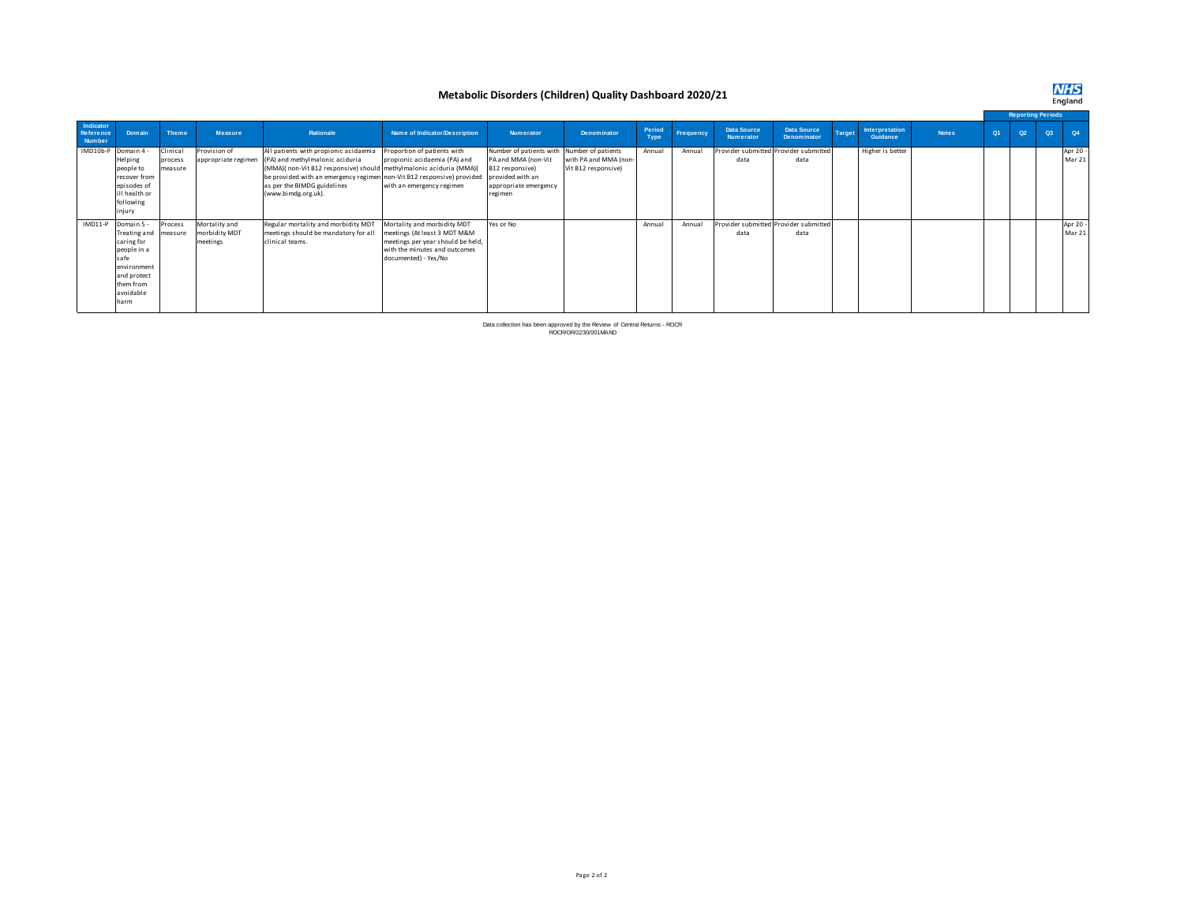# Metabolic Disorders (Children) Quality Dashboard 2020/21

| Indicator Reference Number | Domain | Theme | Measure | Rationale | Name of Indicator/Description | Numerator | Denominator | Period Type | Frequency | Data Source Numerator | Data Source Denominator | Target | Interpretation Guidance | Notes | Reporting Periods Q1 | Q2 | Q3 | Q4 |
|---|---|---|---|---|---|---|---|---|---|---|---|---|---|---|---|---|---|---|
| IMD10b-P | Domain 4 - Helping people to recover from episodes of ill health or following injury | Clinical process measure | Provision of appropriate regimen | All patients with propionic acidaemia (PA) and methylmalonic aciduria (MMA)( non-Vit B12 responsive) should be provided with an emergency regimen as per the BIMDG guidelines (www.bimdg.org.uk). | Proportion of patients with propionic acidaemia (PA) and methylmalonic aciduria (MMA)( non-Vit B12 responsive) provided with an emergency regimen | Number of patients with PA and MMA (non-Vit B12 responsive) provided with an appropriate emergency regimen | Number of patients with PA and MMA (non-Vit B12 responsive) | Annual | Annual | Provider submitted data | Provider submitted data | | Higher is better | | | | | Apr 20 - Mar 21 |
| IMD11-P | Domain 5 - Treating and caring for people in a safe environment and protect them from avoidable harm | Process measure | Mortality and morbidity MDT meetings | Regular mortality and morbidity MDT meetings should be mandatory for all clinical teams. | Mortality and morbidity MDT meetings (At least 3 MDT M&M meetings per year should be held, with the minutes and outcomes documented) - Yes/No | Yes or No | | Annual | Annual | Provider submitted data | Provider submitted data | | | | | | | Apr 20 - Mar 21 |

Data collection has been approved by the Review of Central Returns - ROCR
ROCR/OR/2230/001MAND